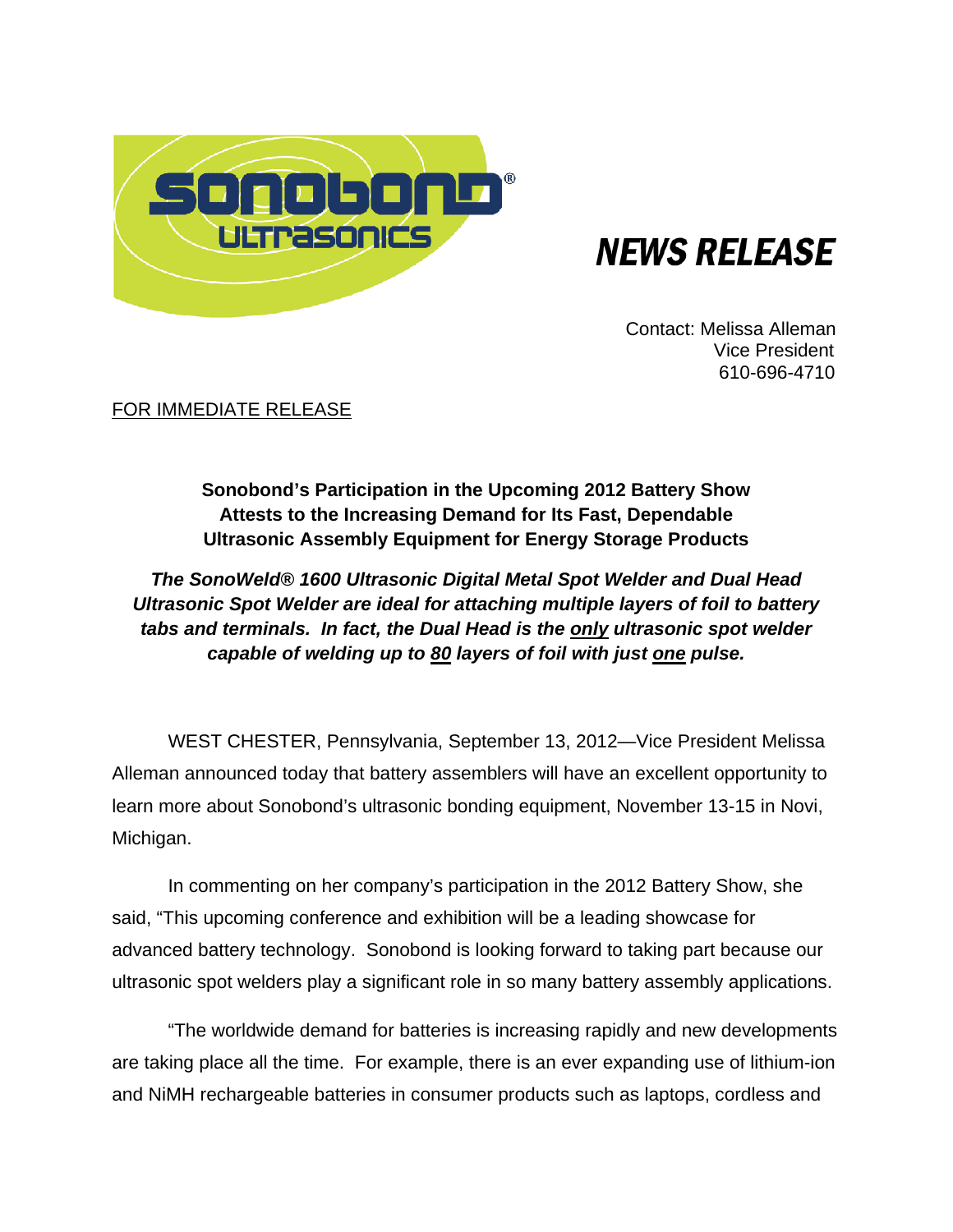Sonobond® Ultrasonics

# NEWS RELEASE

Contact: Melissa Alleman  
Vice President  
610-696-4710

FOR IMMEDIATE RELEASE

**Sonobond's Participation in the Upcoming 2012 Battery Show Attests to the Increasing Demand for Its Fast, Dependable Ultrasonic Assembly Equipment for Energy Storage Products**

***The SonoWeld® 1600 Ultrasonic Digital Metal Spot Welder and Dual Head Ultrasonic Spot Welder are ideal for attaching multiple layers of foil to battery tabs and terminals. In fact, the Dual Head is the only ultrasonic spot welder capable of welding up to 80 layers of foil with just one pulse.***

WEST CHESTER, Pennsylvania, September 13, 2012—Vice President Melissa Alleman announced today that battery assemblers will have an excellent opportunity to learn more about Sonobond's ultrasonic bonding equipment, November 13-15 in Novi, Michigan.

In commenting on her company's participation in the 2012 Battery Show, she said, "This upcoming conference and exhibition will be a leading showcase for advanced battery technology. Sonobond is looking forward to taking part because our ultrasonic spot welders play a significant role in so many battery assembly applications.

"The worldwide demand for batteries is increasing rapidly and new developments are taking place all the time. For example, there is an ever expanding use of lithium-ion and NiMH rechargeable batteries in consumer products such as laptops, cordless and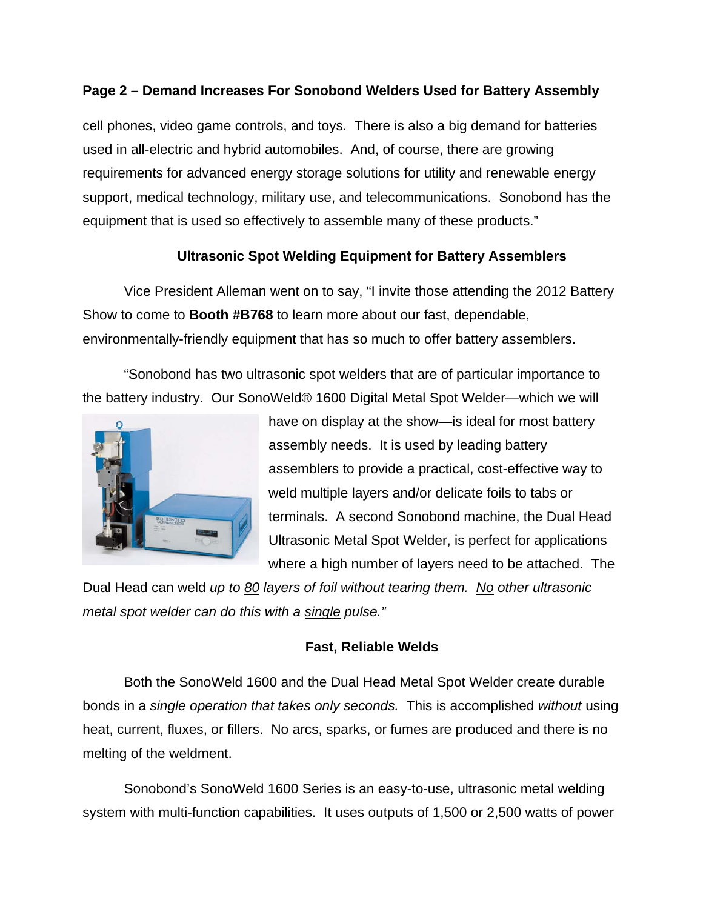cell phones, video game controls, and toys.  There is also a big demand for batteries used in all-electric and hybrid automobiles.  And, of course, there are growing requirements for advanced energy storage solutions for utility and renewable energy support, medical technology, military use, and telecommunications.  Sonobond has the equipment that is used so effectively to assemble many of these products."

### Ultrasonic Spot Welding Equipment for Battery Assemblers

Vice President Alleman went on to say, "I invite those attending the 2012 Battery Show to come to **Booth #B768** to learn more about our fast, dependable, environmentally-friendly equipment that has so much to offer battery assemblers.

"Sonobond has two ultrasonic spot welders that are of particular importance to the battery industry.  Our SonoWeld® 1600 Digital Metal Spot Welder—which we will have on display at the show—is ideal for most battery assembly needs.  It is used by leading battery assemblers to provide a practical, cost-effective way to weld multiple layers and/or delicate foils to tabs or terminals.  A second Sonobond machine, the Dual Head Ultrasonic Metal Spot Welder, is perfect for applications where a high number of layers need to be attached.  The Dual Head can weld *up to 80 layers of foil without tearing them.  No other ultrasonic metal spot welder can do this with a single pulse."*

### Fast, Reliable Welds

Both the SonoWeld 1600 and the Dual Head Metal Spot Welder create durable bonds in a *single operation that takes only seconds.*  This is accomplished *without* using heat, current, fluxes, or fillers.  No arcs, sparks, or fumes are produced and there is no melting of the weldment.

Sonobond's SonoWeld 1600 Series is an easy-to-use, ultrasonic metal welding system with multi-function capabilities.  It uses outputs of 1,500 or 2,500 watts of power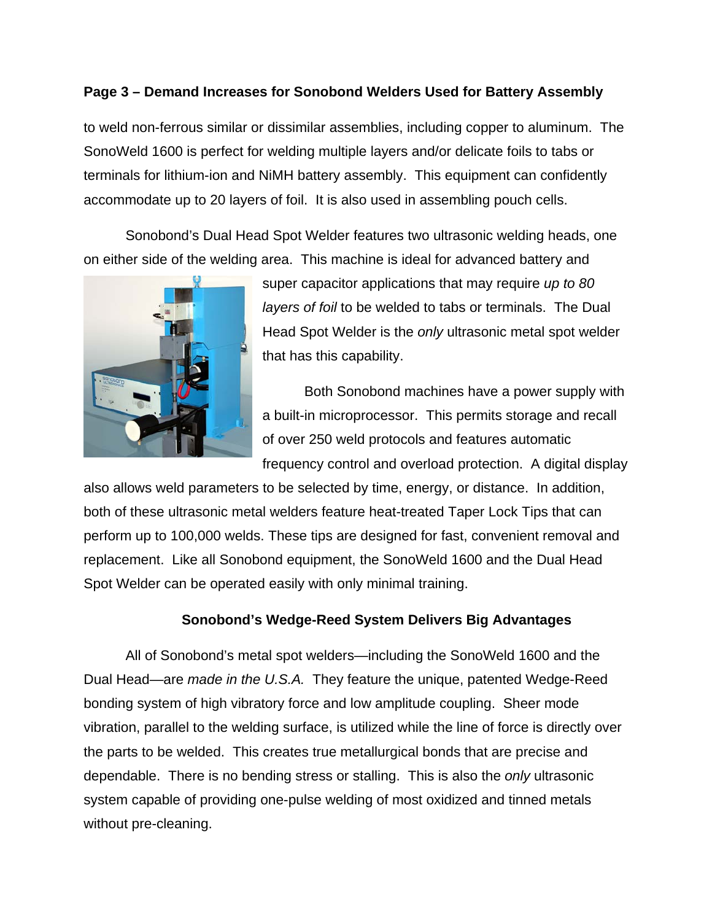to weld non-ferrous similar or dissimilar assemblies, including copper to aluminum. The SonoWeld 1600 is perfect for welding multiple layers and/or delicate foils to tabs or terminals for lithium-ion and NiMH battery assembly. This equipment can confidently accommodate up to 20 layers of foil. It is also used in assembling pouch cells.

Sonobond's Dual Head Spot Welder features two ultrasonic welding heads, one on either side of the welding area. This machine is ideal for advanced battery and super capacitor applications that may require *up to 80 layers of foil* to be welded to tabs or terminals. The Dual Head Spot Welder is the *only* ultrasonic metal spot welder that has this capability.

Both Sonobond machines have a power supply with a built-in microprocessor. This permits storage and recall of over 250 weld protocols and features automatic frequency control and overload protection. A digital display also allows weld parameters to be selected by time, energy, or distance. In addition, both of these ultrasonic metal welders feature heat-treated Taper Lock Tips that can perform up to 100,000 welds. These tips are designed for fast, convenient removal and replacement. Like all Sonobond equipment, the SonoWeld 1600 and the Dual Head Spot Welder can be operated easily with only minimal training.

## Sonobond's Wedge-Reed System Delivers Big Advantages

All of Sonobond's metal spot welders—including the SonoWeld 1600 and the Dual Head—are *made in the U.S.A.* They feature the unique, patented Wedge-Reed bonding system of high vibratory force and low amplitude coupling. Sheer mode vibration, parallel to the welding surface, is utilized while the line of force is directly over the parts to be welded. This creates true metallurgical bonds that are precise and dependable. There is no bending stress or stalling. This is also the *only* ultrasonic system capable of providing one-pulse welding of most oxidized and tinned metals without pre-cleaning.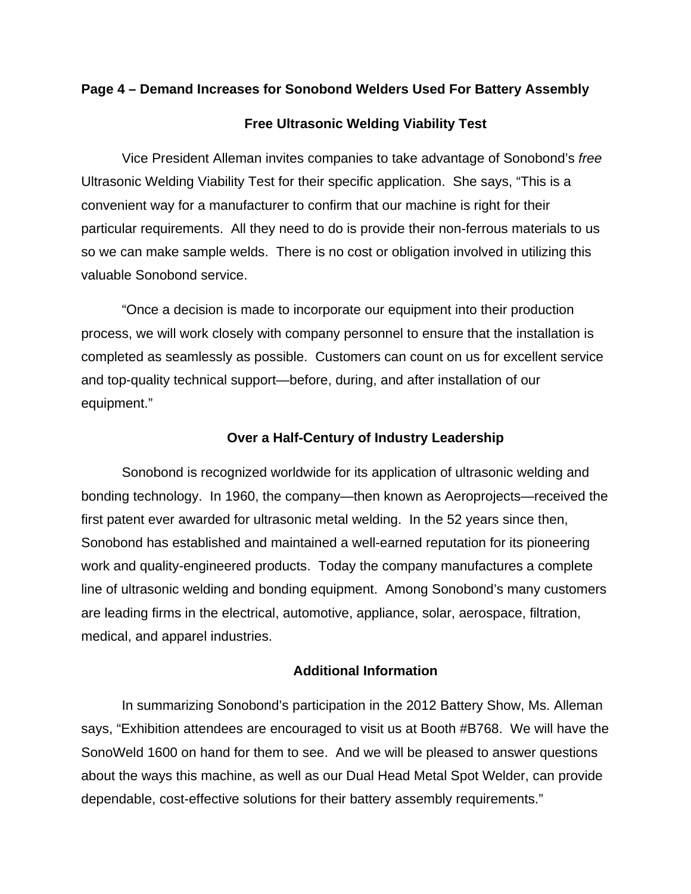**Page 4 – Demand Increases for Sonobond Welders Used For Battery Assembly**

## Free Ultrasonic Welding Viability Test

Vice President Alleman invites companies to take advantage of Sonobond's *free* Ultrasonic Welding Viability Test for their specific application. She says, "This is a convenient way for a manufacturer to confirm that our machine is right for their particular requirements. All they need to do is provide their non-ferrous materials to us so we can make sample welds. There is no cost or obligation involved in utilizing this valuable Sonobond service.

"Once a decision is made to incorporate our equipment into their production process, we will work closely with company personnel to ensure that the installation is completed as seamlessly as possible. Customers can count on us for excellent service and top-quality technical support—before, during, and after installation of our equipment."

## Over a Half-Century of Industry Leadership

Sonobond is recognized worldwide for its application of ultrasonic welding and bonding technology. In 1960, the company—then known as Aeroprojects—received the first patent ever awarded for ultrasonic metal welding. In the 52 years since then, Sonobond has established and maintained a well-earned reputation for its pioneering work and quality-engineered products. Today the company manufactures a complete line of ultrasonic welding and bonding equipment. Among Sonobond's many customers are leading firms in the electrical, automotive, appliance, solar, aerospace, filtration, medical, and apparel industries.

## Additional Information

In summarizing Sonobond's participation in the 2012 Battery Show, Ms. Alleman says, "Exhibition attendees are encouraged to visit us at Booth #B768. We will have the SonoWeld 1600 on hand for them to see. And we will be pleased to answer questions about the ways this machine, as well as our Dual Head Metal Spot Welder, can provide dependable, cost-effective solutions for their battery assembly requirements."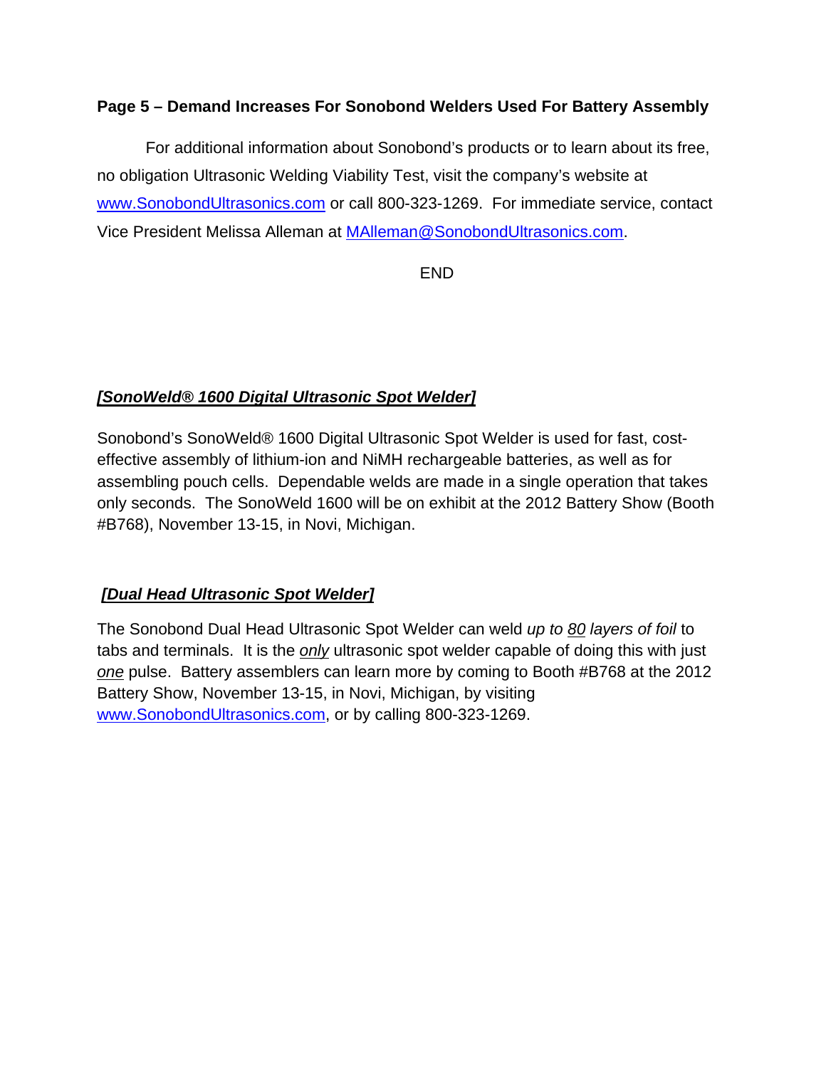**Page 5 – Demand Increases For Sonobond Welders Used For Battery Assembly**

For additional information about Sonobond's products or to learn about its free, no obligation Ultrasonic Welding Viability Test, visit the company's website at www.SonobondUltrasonics.com or call 800-323-1269. For immediate service, contact Vice President Melissa Alleman at MAlleman@SonobondUltrasonics.com.

END

***[SonoWeld® 1600 Digital Ultrasonic Spot Welder]***

Sonobond's SonoWeld® 1600 Digital Ultrasonic Spot Welder is used for fast, cost-effective assembly of lithium-ion and NiMH rechargeable batteries, as well as for assembling pouch cells. Dependable welds are made in a single operation that takes only seconds. The SonoWeld 1600 will be on exhibit at the 2012 Battery Show (Booth #B768), November 13-15, in Novi, Michigan.

***[Dual Head Ultrasonic Spot Welder]***

The Sonobond Dual Head Ultrasonic Spot Welder can weld *up to 80 layers of foil* to tabs and terminals. It is the *only* ultrasonic spot welder capable of doing this with just *one* pulse. Battery assemblers can learn more by coming to Booth #B768 at the 2012 Battery Show, November 13-15, in Novi, Michigan, by visiting www.SonobondUltrasonics.com, or by calling 800-323-1269.